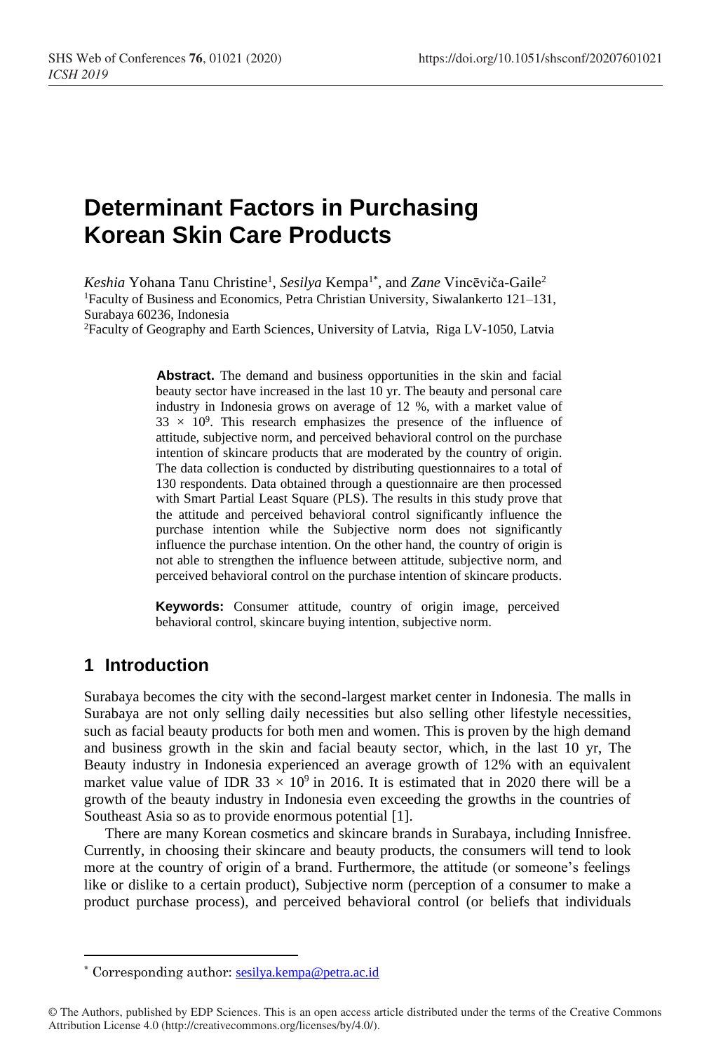# Determinant Factors in Purchasing Korean Skin Care Products

*Keshia* Yohana Tanu Christine[1], *Sesilya* Kempa[1*], and *Zane* Vincēviča-Gaile[2]

[1]Faculty of Business and Economics, Petra Christian University, Siwalankerto 121–131, Surabaya 60236, Indonesia

[2]Faculty of Geography and Earth Sciences, University of Latvia, Riga LV-1050, Latvia

**Abstract.** The demand and business opportunities in the skin and facial beauty sector have increased in the last 10 yr. The beauty and personal care industry in Indonesia grows on average of 12 %, with a market value of $33 \times 10^9$. This research emphasizes the presence of the influence of attitude, subjective norm, and perceived behavioral control on the purchase intention of skincare products that are moderated by the country of origin. The data collection is conducted by distributing questionnaires to a total of 130 respondents. Data obtained through a questionnaire are then processed with Smart Partial Least Square (PLS). The results in this study prove that the attitude and perceived behavioral control significantly influence the purchase intention while the Subjective norm does not significantly influence the purchase intention. On the other hand, the country of origin is not able to strengthen the influence between attitude, subjective norm, and perceived behavioral control on the purchase intention of skincare products.

**Keywords:** Consumer attitude, country of origin image, perceived behavioral control, skincare buying intention, subjective norm.

## 1 Introduction

Surabaya becomes the city with the second-largest market center in Indonesia. The malls in Surabaya are not only selling daily necessities but also selling other lifestyle necessities, such as facial beauty products for both men and women. This is proven by the high demand and business growth in the skin and facial beauty sector, which, in the last 10 yr, The Beauty industry in Indonesia experienced an average growth of 12% with an equivalent market value value of IDR $33 \times 10^9$ in 2016. It is estimated that in 2020 there will be a growth of the beauty industry in Indonesia even exceeding the growths in the countries of Southeast Asia so as to provide enormous potential [1].

There are many Korean cosmetics and skincare brands in Surabaya, including Innisfree. Currently, in choosing their skincare and beauty products, the consumers will tend to look more at the country of origin of a brand. Furthermore, the attitude (or someone's feelings like or dislike to a certain product), Subjective norm (perception of a consumer to make a product purchase process), and perceived behavioral control (or beliefs that individuals

* Corresponding author: sesilya.kempa@petra.ac.id

© The Authors, published by EDP Sciences. This is an open access article distributed under the terms of the Creative Commons Attribution License 4.0 (http://creativecommons.org/licenses/by/4.0/).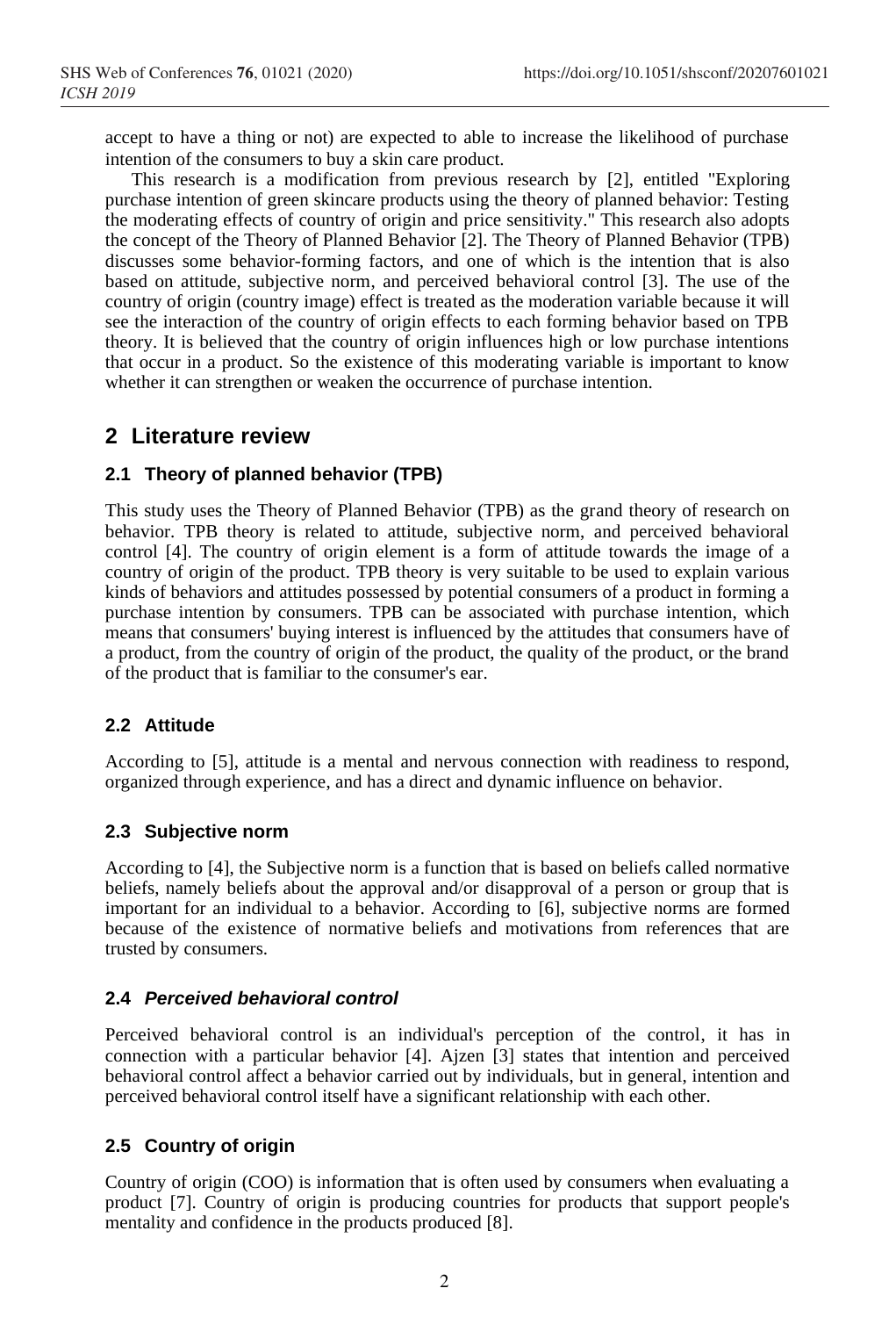accept to have a thing or not) are expected to able to increase the likelihood of purchase intention of the consumers to buy a skin care product.

This research is a modification from previous research by [2], entitled "Exploring purchase intention of green skincare products using the theory of planned behavior: Testing the moderating effects of country of origin and price sensitivity." This research also adopts the concept of the Theory of Planned Behavior [2]. The Theory of Planned Behavior (TPB) discusses some behavior-forming factors, and one of which is the intention that is also based on attitude, subjective norm, and perceived behavioral control [3]. The use of the country of origin (country image) effect is treated as the moderation variable because it will see the interaction of the country of origin effects to each forming behavior based on TPB theory. It is believed that the country of origin influences high or low purchase intentions that occur in a product. So the existence of this moderating variable is important to know whether it can strengthen or weaken the occurrence of purchase intention.

## 2 Literature review

### 2.1 Theory of planned behavior (TPB)

This study uses the Theory of Planned Behavior (TPB) as the grand theory of research on behavior. TPB theory is related to attitude, subjective norm, and perceived behavioral control [4]. The country of origin element is a form of attitude towards the image of a country of origin of the product. TPB theory is very suitable to be used to explain various kinds of behaviors and attitudes possessed by potential consumers of a product in forming a purchase intention by consumers. TPB can be associated with purchase intention, which means that consumers' buying interest is influenced by the attitudes that consumers have of a product, from the country of origin of the product, the quality of the product, or the brand of the product that is familiar to the consumer's ear.

### 2.2 Attitude

According to [5], attitude is a mental and nervous connection with readiness to respond, organized through experience, and has a direct and dynamic influence on behavior.

### 2.3 Subjective norm

According to [4], the Subjective norm is a function that is based on beliefs called normative beliefs, namely beliefs about the approval and/or disapproval of a person or group that is important for an individual to a behavior. According to [6], subjective norms are formed because of the existence of normative beliefs and motivations from references that are trusted by consumers.

### 2.4 *Perceived behavioral control*

Perceived behavioral control is an individual's perception of the control, it has in connection with a particular behavior [4]. Ajzen [3] states that intention and perceived behavioral control affect a behavior carried out by individuals, but in general, intention and perceived behavioral control itself have a significant relationship with each other.

### 2.5 Country of origin

Country of origin (COO) is information that is often used by consumers when evaluating a product [7]. Country of origin is producing countries for products that support people's mentality and confidence in the products produced [8].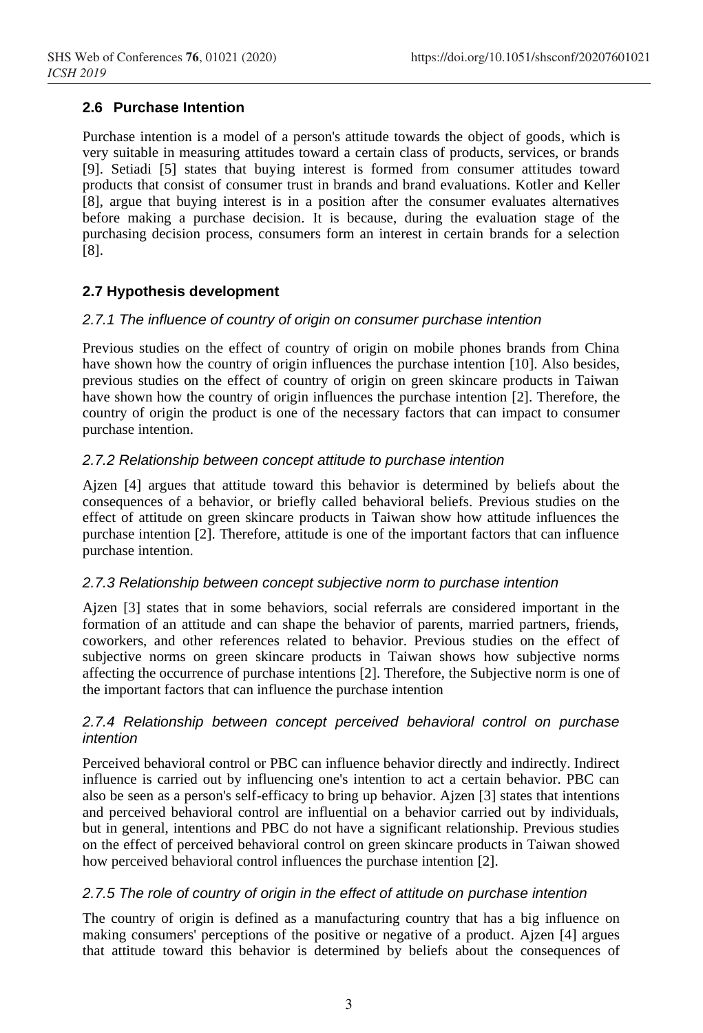### 2.6 Purchase Intention

Purchase intention is a model of a person's attitude towards the object of goods, which is very suitable in measuring attitudes toward a certain class of products, services, or brands [9]. Setiadi [5] states that buying interest is formed from consumer attitudes toward products that consist of consumer trust in brands and brand evaluations. Kotler and Keller [8], argue that buying interest is in a position after the consumer evaluates alternatives before making a purchase decision. It is because, during the evaluation stage of the purchasing decision process, consumers form an interest in certain brands for a selection [8].

### 2.7 Hypothesis development

#### *2.7.1 The influence of country of origin on consumer purchase intention*

Previous studies on the effect of country of origin on mobile phones brands from China have shown how the country of origin influences the purchase intention [10]. Also besides, previous studies on the effect of country of origin on green skincare products in Taiwan have shown how the country of origin influences the purchase intention [2]. Therefore, the country of origin the product is one of the necessary factors that can impact to consumer purchase intention.

#### *2.7.2 Relationship between concept attitude to purchase intention*

Ajzen [4] argues that attitude toward this behavior is determined by beliefs about the consequences of a behavior, or briefly called behavioral beliefs. Previous studies on the effect of attitude on green skincare products in Taiwan show how attitude influences the purchase intention [2]. Therefore, attitude is one of the important factors that can influence purchase intention.

#### *2.7.3 Relationship between concept subjective norm to purchase intention*

Ajzen [3] states that in some behaviors, social referrals are considered important in the formation of an attitude and can shape the behavior of parents, married partners, friends, coworkers, and other references related to behavior. Previous studies on the effect of subjective norms on green skincare products in Taiwan shows how subjective norms affecting the occurrence of purchase intentions [2]. Therefore, the Subjective norm is one of the important factors that can influence the purchase intention

#### *2.7.4 Relationship between concept perceived behavioral control on purchase intention*

Perceived behavioral control or PBC can influence behavior directly and indirectly. Indirect influence is carried out by influencing one's intention to act a certain behavior. PBC can also be seen as a person's self-efficacy to bring up behavior. Ajzen [3] states that intentions and perceived behavioral control are influential on a behavior carried out by individuals, but in general, intentions and PBC do not have a significant relationship. Previous studies on the effect of perceived behavioral control on green skincare products in Taiwan showed how perceived behavioral control influences the purchase intention [2].

#### *2.7.5 The role of country of origin in the effect of attitude on purchase intention*

The country of origin is defined as a manufacturing country that has a big influence on making consumers' perceptions of the positive or negative of a product. Ajzen [4] argues that attitude toward this behavior is determined by beliefs about the consequences of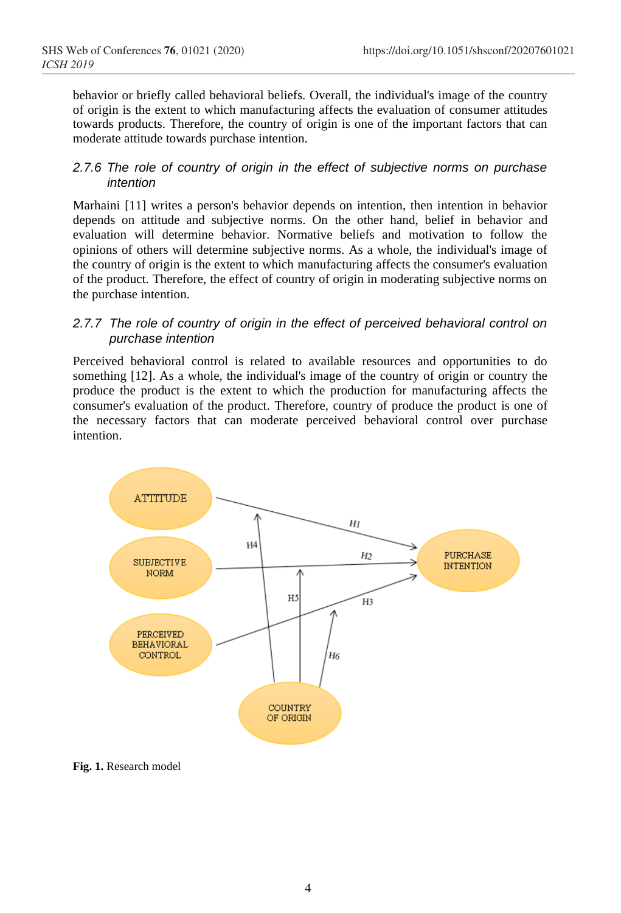behavior or briefly called behavioral beliefs. Overall, the individual's image of the country of origin is the extent to which manufacturing affects the evaluation of consumer attitudes towards products. Therefore, the country of origin is one of the important factors that can moderate attitude towards purchase intention.

### 2.7.6 The role of country of origin in the effect of subjective norms on purchase intention

Marhaini [11] writes a person's behavior depends on intention, then intention in behavior depends on attitude and subjective norms. On the other hand, belief in behavior and evaluation will determine behavior. Normative beliefs and motivation to follow the opinions of others will determine subjective norms. As a whole, the individual's image of the country of origin is the extent to which manufacturing affects the consumer's evaluation of the product. Therefore, the effect of country of origin in moderating subjective norms on the purchase intention.

### 2.7.7 The role of country of origin in the effect of perceived behavioral control on purchase intention

Perceived behavioral control is related to available resources and opportunities to do something [12]. As a whole, the individual's image of the country of origin or country the produce the product is the extent to which the production for manufacturing affects the consumer's evaluation of the product. Therefore, country of produce the product is one of the necessary factors that can moderate perceived behavioral control over purchase intention.

ATTITUDE
SUBJECTIVE NORM
PERCEIVED BEHAVIORAL CONTROL
PURCHASE INTENTION
COUNTRY OF ORIGIN
H1
H2
H3
H4
H5
H6

**Fig. 1.** Research model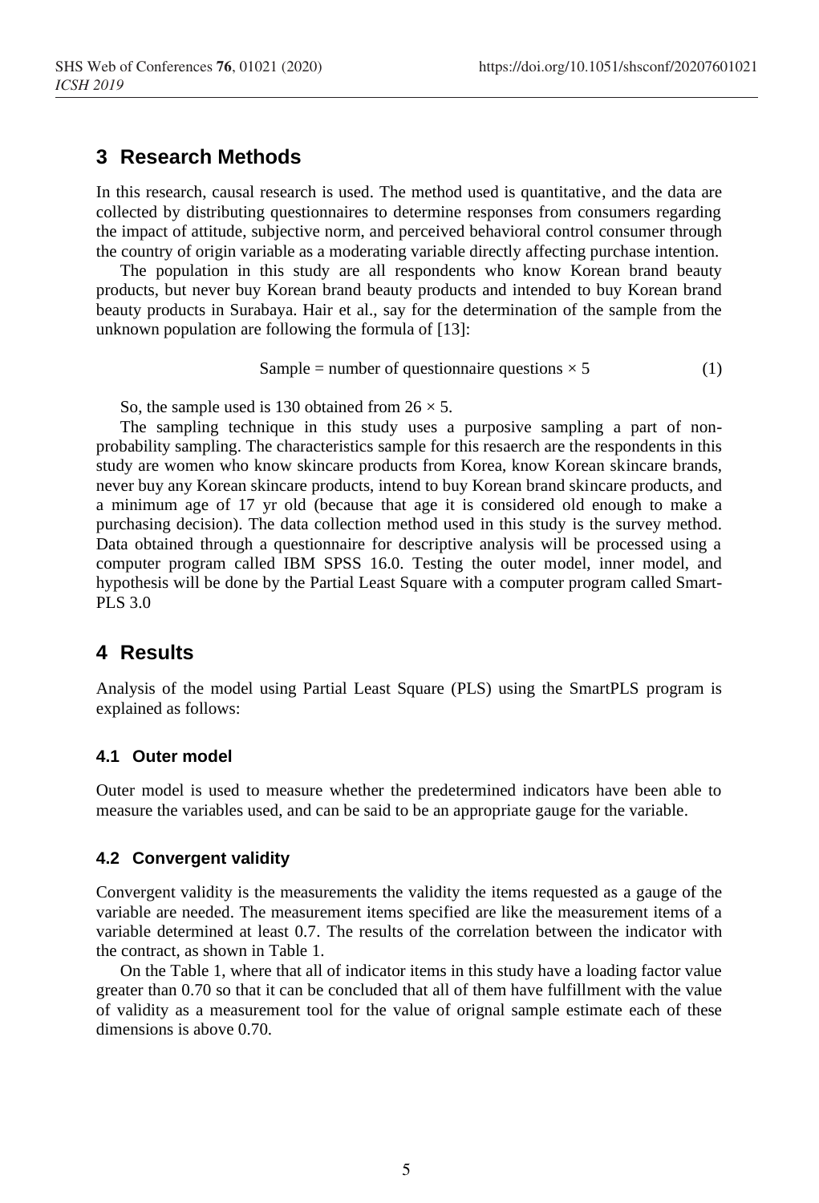## 3 Research Methods

In this research, causal research is used. The method used is quantitative, and the data are collected by distributing questionnaires to determine responses from consumers regarding the impact of attitude, subjective norm, and perceived behavioral control consumer through the country of origin variable as a moderating variable directly affecting purchase intention.

The population in this study are all respondents who know Korean brand beauty products, but never buy Korean brand beauty products and intended to buy Korean brand beauty products in Surabaya. Hair et al., say for the determination of the sample from the unknown population are following the formula of [13]:

$$\text{Sample} = \text{number of questionnaire questions} \times 5 \tag{1}$$

So, the sample used is 130 obtained from $26 \times 5$.

The sampling technique in this study uses a purposive sampling a part of non-probability sampling. The characteristics sample for this resaerch are the respondents in this study are women who know skincare products from Korea, know Korean skincare brands, never buy any Korean skincare products, intend to buy Korean brand skincare products, and a minimum age of 17 yr old (because that age it is considered old enough to make a purchasing decision). The data collection method used in this study is the survey method. Data obtained through a questionnaire for descriptive analysis will be processed using a computer program called IBM SPSS 16.0. Testing the outer model, inner model, and hypothesis will be done by the Partial Least Square with a computer program called Smart-PLS 3.0

## 4 Results

Analysis of the model using Partial Least Square (PLS) using the SmartPLS program is explained as follows:

### 4.1 Outer model

Outer model is used to measure whether the predetermined indicators have been able to measure the variables used, and can be said to be an appropriate gauge for the variable.

### 4.2 Convergent validity

Convergent validity is the measurements the validity the items requested as a gauge of the variable are needed. The measurement items specified are like the measurement items of a variable determined at least 0.7. The results of the correlation between the indicator with the contract, as shown in Table 1.

On the Table 1, where that all of indicator items in this study have a loading factor value greater than 0.70 so that it can be concluded that all of them have fulfillment with the value of validity as a measurement tool for the value of orignal sample estimate each of these dimensions is above 0.70.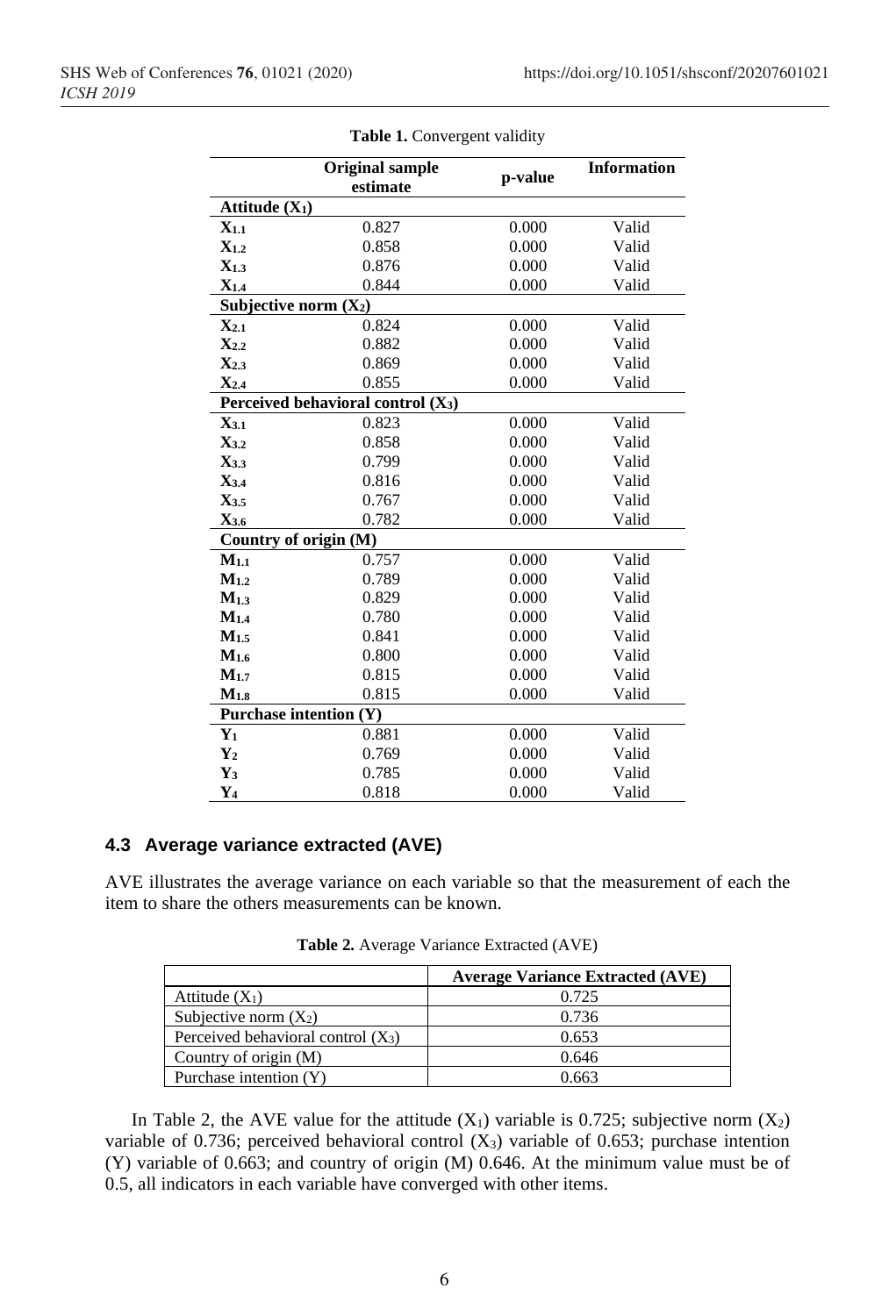**Table 1.** Convergent validity

| | Original sample estimate | p-value | Information |
|---|---|---|---|
| **Attitude ($X_1$)** | | | |
| $X_{1.1}$ | 0.827 | 0.000 | Valid |
| $X_{1.2}$ | 0.858 | 0.000 | Valid |
| $X_{1.3}$ | 0.876 | 0.000 | Valid |
| $X_{1.4}$ | 0.844 | 0.000 | Valid |
| **Subjective norm ($X_2$)** | | | |
| $X_{2.1}$ | 0.824 | 0.000 | Valid |
| $X_{2.2}$ | 0.882 | 0.000 | Valid |
| $X_{2.3}$ | 0.869 | 0.000 | Valid |
| $X_{2.4}$ | 0.855 | 0.000 | Valid |
| **Perceived behavioral control ($X_3$)** | | | |
| $X_{3.1}$ | 0.823 | 0.000 | Valid |
| $X_{3.2}$ | 0.858 | 0.000 | Valid |
| $X_{3.3}$ | 0.799 | 0.000 | Valid |
| $X_{3.4}$ | 0.816 | 0.000 | Valid |
| $X_{3.5}$ | 0.767 | 0.000 | Valid |
| $X_{3.6}$ | 0.782 | 0.000 | Valid |
| **Country of origin (M)** | | | |
| $M_{1.1}$ | 0.757 | 0.000 | Valid |
| $M_{1.2}$ | 0.789 | 0.000 | Valid |
| $M_{1.3}$ | 0.829 | 0.000 | Valid |
| $M_{1.4}$ | 0.780 | 0.000 | Valid |
| $M_{1.5}$ | 0.841 | 0.000 | Valid |
| $M_{1.6}$ | 0.800 | 0.000 | Valid |
| $M_{1.7}$ | 0.815 | 0.000 | Valid |
| $M_{1.8}$ | 0.815 | 0.000 | Valid |
| **Purchase intention (Y)** | | | |
| $Y_1$ | 0.881 | 0.000 | Valid |
| $Y_2$ | 0.769 | 0.000 | Valid |
| $Y_3$ | 0.785 | 0.000 | Valid |
| $Y_4$ | 0.818 | 0.000 | Valid |

### 4.3 Average variance extracted (AVE)

AVE illustrates the average variance on each variable so that the measurement of each the item to share the others measurements can be known.

**Table 2.** Average Variance Extracted (AVE)

| | Average Variance Extracted (AVE) |
|---|---|
| Attitude ($X_1$) | 0.725 |
| Subjective norm ($X_2$) | 0.736 |
| Perceived behavioral control ($X_3$) | 0.653 |
| Country of origin (M) | 0.646 |
| Purchase intention (Y) | 0.663 |

In Table 2, the AVE value for the attitude ($X_1$) variable is 0.725; subjective norm ($X_2$) variable of 0.736; perceived behavioral control ($X_3$) variable of 0.653; purchase intention (Y) variable of 0.663; and country of origin (M) 0.646. At the minimum value must be of 0.5, all indicators in each variable have converged with other items.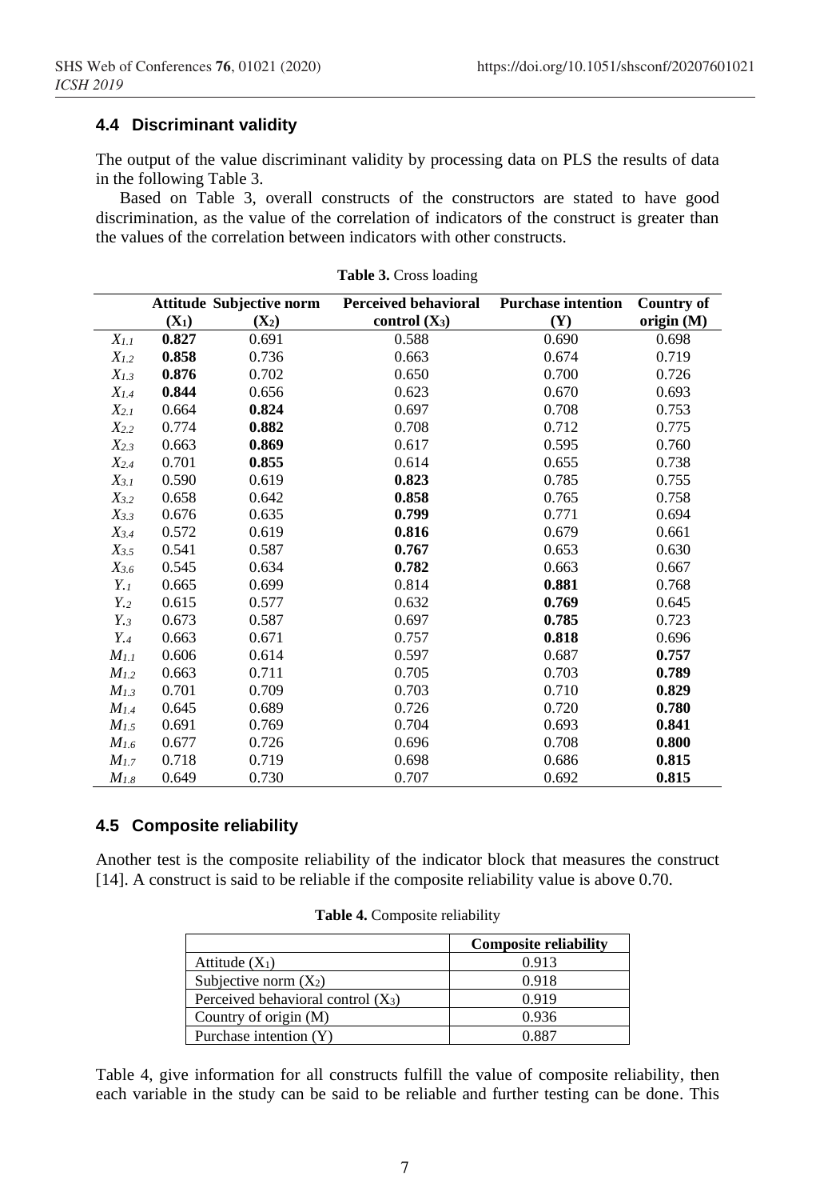### 4.4 Discriminant validity

The output of the value discriminant validity by processing data on PLS the results of data in the following Table 3.

Based on Table 3, overall constructs of the constructors are stated to have good discrimination, as the value of the correlation of indicators of the construct is greater than the values of the correlation between indicators with other constructs.

**Table 3.** Cross loading

| | Attitude ($X_1$) | Subjective norm ($X_2$) | Perceived behavioral control ($X_3$) | Purchase intention (Y) | Country of origin (M) |
|---|---|---|---|---|---|
| $X_{1.1}$ | **0.827** | 0.691 | 0.588 | 0.690 | 0.698 |
| $X_{1.2}$ | **0.858** | 0.736 | 0.663 | 0.674 | 0.719 |
| $X_{1.3}$ | **0.876** | 0.702 | 0.650 | 0.700 | 0.726 |
| $X_{1.4}$ | **0.844** | 0.656 | 0.623 | 0.670 | 0.693 |
| $X_{2.1}$ | 0.664 | **0.824** | 0.697 | 0.708 | 0.753 |
| $X_{2.2}$ | 0.774 | **0.882** | 0.708 | 0.712 | 0.775 |
| $X_{2.3}$ | 0.663 | **0.869** | 0.617 | 0.595 | 0.760 |
| $X_{2.4}$ | 0.701 | **0.855** | 0.614 | 0.655 | 0.738 |
| $X_{3.1}$ | 0.590 | 0.619 | **0.823** | 0.785 | 0.755 |
| $X_{3.2}$ | 0.658 | 0.642 | **0.858** | 0.765 | 0.758 |
| $X_{3.3}$ | 0.676 | 0.635 | **0.799** | 0.771 | 0.694 |
| $X_{3.4}$ | 0.572 | 0.619 | **0.816** | 0.679 | 0.661 |
| $X_{3.5}$ | 0.541 | 0.587 | **0.767** | 0.653 | 0.630 |
| $X_{3.6}$ | 0.545 | 0.634 | **0.782** | 0.663 | 0.667 |
| $Y_{.1}$ | 0.665 | 0.699 | 0.814 | **0.881** | 0.768 |
| $Y_{.2}$ | 0.615 | 0.577 | 0.632 | **0.769** | 0.645 |
| $Y_{.3}$ | 0.673 | 0.587 | 0.697 | **0.785** | 0.723 |
| $Y_{.4}$ | 0.663 | 0.671 | 0.757 | **0.818** | 0.696 |
| $M_{1.1}$ | 0.606 | 0.614 | 0.597 | 0.687 | **0.757** |
| $M_{1.2}$ | 0.663 | 0.711 | 0.705 | 0.703 | **0.789** |
| $M_{1.3}$ | 0.701 | 0.709 | 0.703 | 0.710 | **0.829** |
| $M_{1.4}$ | 0.645 | 0.689 | 0.726 | 0.720 | **0.780** |
| $M_{1.5}$ | 0.691 | 0.769 | 0.704 | 0.693 | **0.841** |
| $M_{1.6}$ | 0.677 | 0.726 | 0.696 | 0.708 | **0.800** |
| $M_{1.7}$ | 0.718 | 0.719 | 0.698 | 0.686 | **0.815** |
| $M_{1.8}$ | 0.649 | 0.730 | 0.707 | 0.692 | **0.815** |

### 4.5 Composite reliability

Another test is the composite reliability of the indicator block that measures the construct [14]. A construct is said to be reliable if the composite reliability value is above 0.70.

**Table 4.** Composite reliability

| | Composite reliability |
|---|---|
| Attitude ($X_1$) | 0.913 |
| Subjective norm ($X_2$) | 0.918 |
| Perceived behavioral control ($X_3$) | 0.919 |
| Country of origin (M) | 0.936 |
| Purchase intention (Y) | 0.887 |

Table 4, give information for all constructs fulfill the value of composite reliability, then each variable in the study can be said to be reliable and further testing can be done. This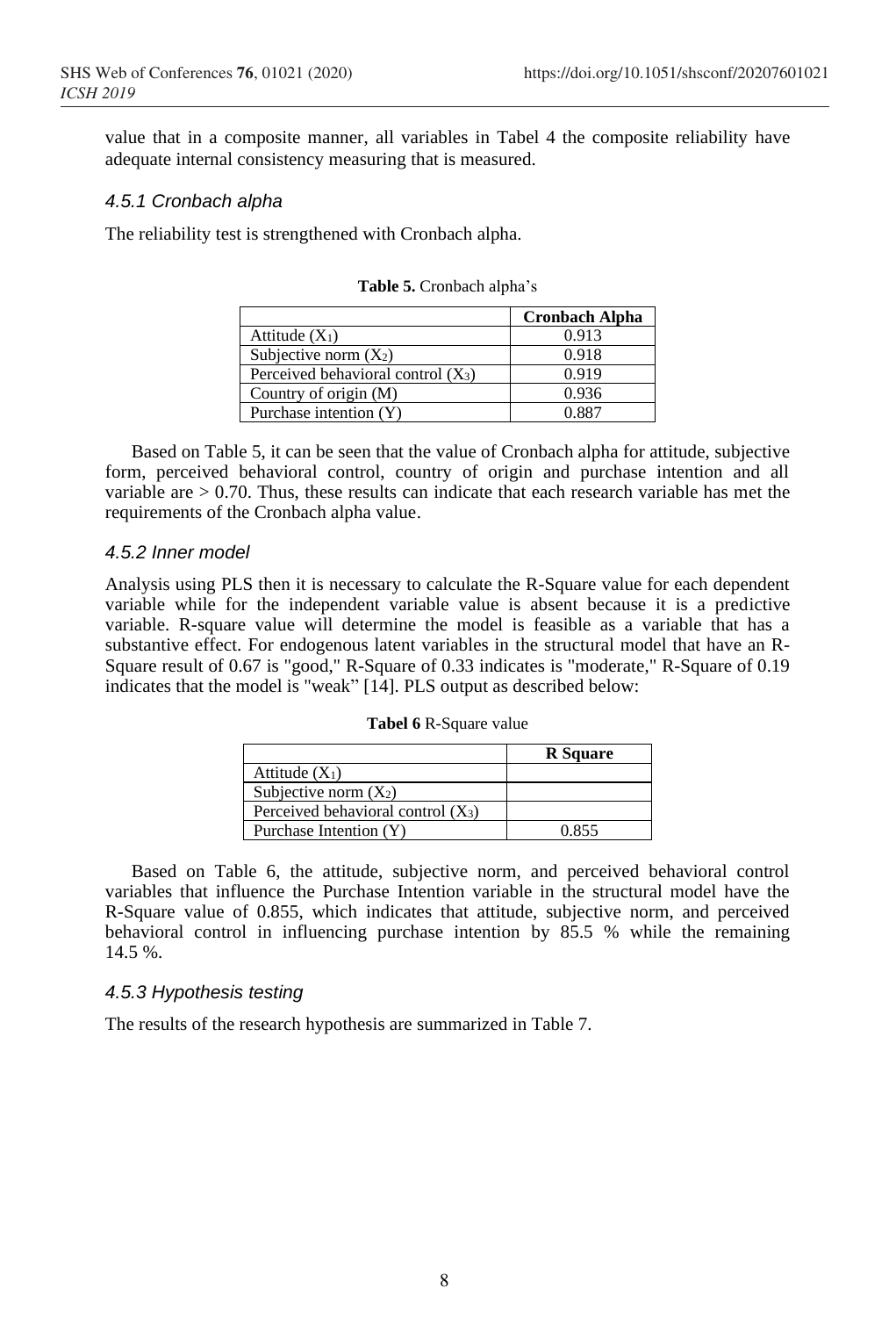value that in a composite manner, all variables in Tabel 4 the composite reliability have adequate internal consistency measuring that is measured.

### *4.5.1 Cronbach alpha*

The reliability test is strengthened with Cronbach alpha.

**Table 5.** Cronbach alpha's

| | **Cronbach Alpha** |
|---|---|
| Attitude ($X_1$) | 0.913 |
| Subjective norm ($X_2$) | 0.918 |
| Perceived behavioral control ($X_3$) | 0.919 |
| Country of origin (M) | 0.936 |
| Purchase intention (Y) | 0.887 |

Based on Table 5, it can be seen that the value of Cronbach alpha for attitude, subjective form, perceived behavioral control, country of origin and purchase intention and all variable are > 0.70. Thus, these results can indicate that each research variable has met the requirements of the Cronbach alpha value.

### *4.5.2 Inner model*

Analysis using PLS then it is necessary to calculate the R-Square value for each dependent variable while for the independent variable value is absent because it is a predictive variable. R-square value will determine the model is feasible as a variable that has a substantive effect. For endogenous latent variables in the structural model that have an R-Square result of 0.67 is "good," R-Square of 0.33 indicates is "moderate," R-Square of 0.19 indicates that the model is "weak" [14]. PLS output as described below:

**Tabel 6** R-Square value

| | **R Square** |
|---|---|
| Attitude ($X_1$) | |
| Subjective norm ($X_2$) | |
| Perceived behavioral control ($X_3$) | |
| Purchase Intention (Y) | 0.855 |

Based on Table 6, the attitude, subjective norm, and perceived behavioral control variables that influence the Purchase Intention variable in the structural model have the R-Square value of 0.855, which indicates that attitude, subjective norm, and perceived behavioral control in influencing purchase intention by 85.5 % while the remaining 14.5 %.

### *4.5.3 Hypothesis testing*

The results of the research hypothesis are summarized in Table 7.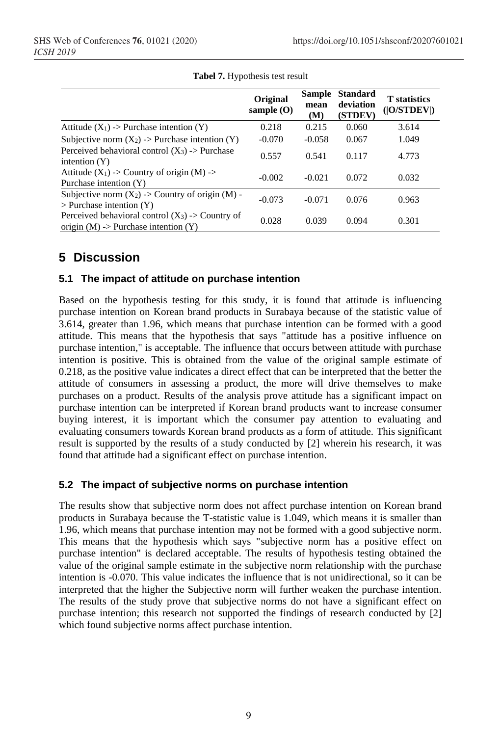**Tabel 7.** Hypothesis test result

| | Original sample (O) | Sample mean (M) | Standard deviation (STDEV) | T statistics (\|O/STDEV\|) |
|---|---|---|---|---|
| Attitude ($X_1$) -> Purchase intention (Y) | 0.218 | 0.215 | 0.060 | 3.614 |
| Subjective norm ($X_2$) -> Purchase intention (Y) | -0.070 | -0.058 | 0.067 | 1.049 |
| Perceived behavioral control ($X_3$) -> Purchase intention (Y) | 0.557 | 0.541 | 0.117 | 4.773 |
| Attitude ($X_1$) -> Country of origin (M) -> Purchase intention (Y) | -0.002 | -0.021 | 0.072 | 0.032 |
| Subjective norm ($X_2$) -> Country of origin (M) -> Purchase intention (Y) | -0.073 | -0.071 | 0.076 | 0.963 |
| Perceived behavioral control ($X_3$) -> Country of origin (M) -> Purchase intention (Y) | 0.028 | 0.039 | 0.094 | 0.301 |

# 5 Discussion

## 5.1 The impact of attitude on purchase intention

Based on the hypothesis testing for this study, it is found that attitude is influencing purchase intention on Korean brand products in Surabaya because of the statistic value of 3.614, greater than 1.96, which means that purchase intention can be formed with a good attitude. This means that the hypothesis that says "attitude has a positive influence on purchase intention," is acceptable. The influence that occurs between attitude with purchase intention is positive. This is obtained from the value of the original sample estimate of 0.218, as the positive value indicates a direct effect that can be interpreted that the better the attitude of consumers in assessing a product, the more will drive themselves to make purchases on a product. Results of the analysis prove attitude has a significant impact on purchase intention can be interpreted if Korean brand products want to increase consumer buying interest, it is important which the consumer pay attention to evaluating and evaluating consumers towards Korean brand products as a form of attitude. This significant result is supported by the results of a study conducted by [2] wherein his research, it was found that attitude had a significant effect on purchase intention.

## 5.2 The impact of subjective norms on purchase intention

The results show that subjective norm does not affect purchase intention on Korean brand products in Surabaya because the T-statistic value is 1.049, which means it is smaller than 1.96, which means that purchase intention may not be formed with a good subjective norm. This means that the hypothesis which says "subjective norm has a positive effect on purchase intention" is declared acceptable. The results of hypothesis testing obtained the value of the original sample estimate in the subjective norm relationship with the purchase intention is -0.070. This value indicates the influence that is not unidirectional, so it can be interpreted that the higher the Subjective norm will further weaken the purchase intention. The results of the study prove that subjective norms do not have a significant effect on purchase intention; this research not supported the findings of research conducted by [2] which found subjective norms affect purchase intention.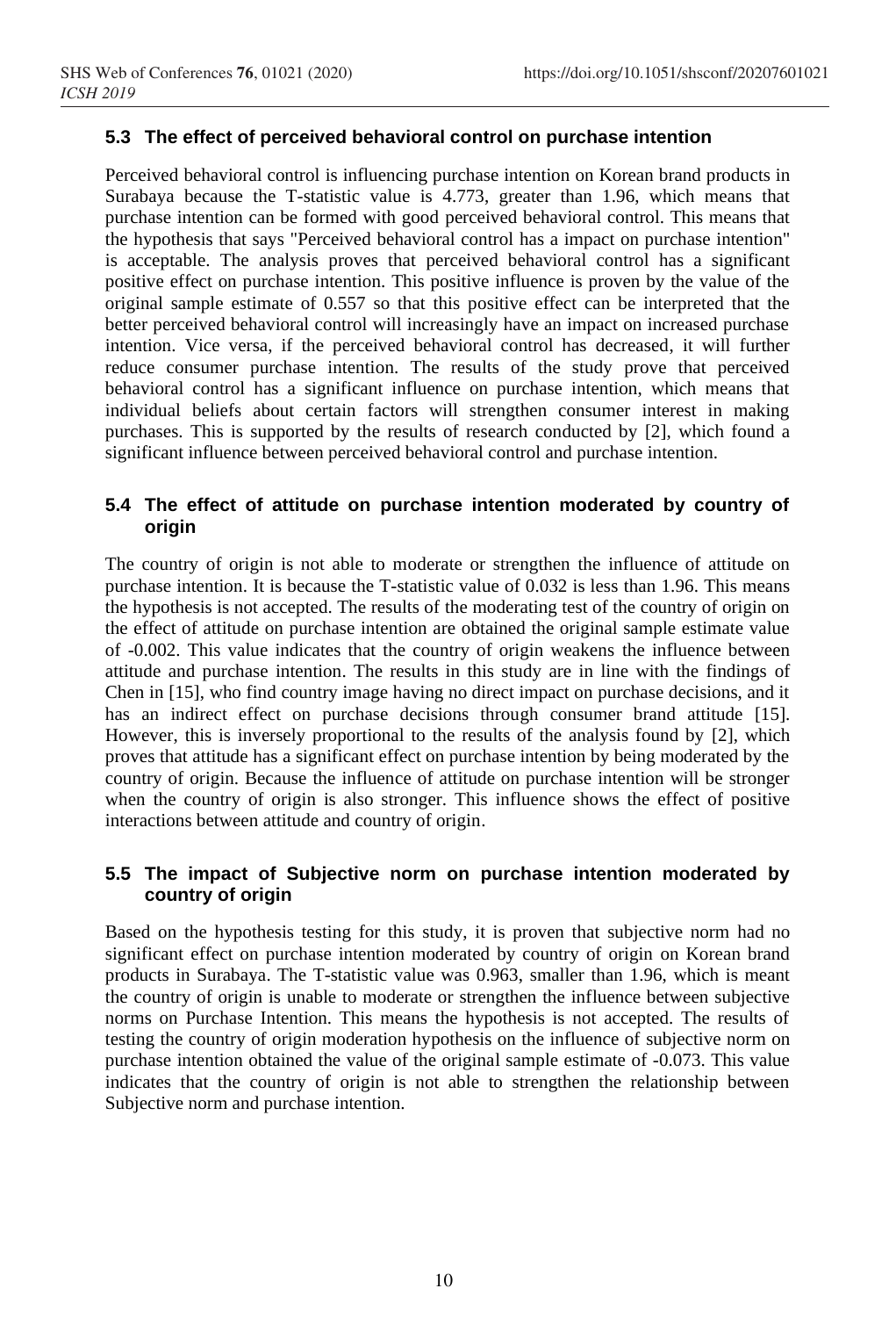### 5.3 The effect of perceived behavioral control on purchase intention

Perceived behavioral control is influencing purchase intention on Korean brand products in Surabaya because the T-statistic value is 4.773, greater than 1.96, which means that purchase intention can be formed with good perceived behavioral control. This means that the hypothesis that says "Perceived behavioral control has a impact on purchase intention" is acceptable. The analysis proves that perceived behavioral control has a significant positive effect on purchase intention. This positive influence is proven by the value of the original sample estimate of 0.557 so that this positive effect can be interpreted that the better perceived behavioral control will increasingly have an impact on increased purchase intention. Vice versa, if the perceived behavioral control has decreased, it will further reduce consumer purchase intention. The results of the study prove that perceived behavioral control has a significant influence on purchase intention, which means that individual beliefs about certain factors will strengthen consumer interest in making purchases. This is supported by the results of research conducted by [2], which found a significant influence between perceived behavioral control and purchase intention.

### 5.4 The effect of attitude on purchase intention moderated by country of origin

The country of origin is not able to moderate or strengthen the influence of attitude on purchase intention. It is because the T-statistic value of 0.032 is less than 1.96. This means the hypothesis is not accepted. The results of the moderating test of the country of origin on the effect of attitude on purchase intention are obtained the original sample estimate value of -0.002. This value indicates that the country of origin weakens the influence between attitude and purchase intention. The results in this study are in line with the findings of Chen in [15], who find country image having no direct impact on purchase decisions, and it has an indirect effect on purchase decisions through consumer brand attitude [15]. However, this is inversely proportional to the results of the analysis found by [2], which proves that attitude has a significant effect on purchase intention by being moderated by the country of origin. Because the influence of attitude on purchase intention will be stronger when the country of origin is also stronger. This influence shows the effect of positive interactions between attitude and country of origin.

### 5.5 The impact of Subjective norm on purchase intention moderated by country of origin

Based on the hypothesis testing for this study, it is proven that subjective norm had no significant effect on purchase intention moderated by country of origin on Korean brand products in Surabaya. The T-statistic value was 0.963, smaller than 1.96, which is meant the country of origin is unable to moderate or strengthen the influence between subjective norms on Purchase Intention. This means the hypothesis is not accepted. The results of testing the country of origin moderation hypothesis on the influence of subjective norm on purchase intention obtained the value of the original sample estimate of -0.073. This value indicates that the country of origin is not able to strengthen the relationship between Subjective norm and purchase intention.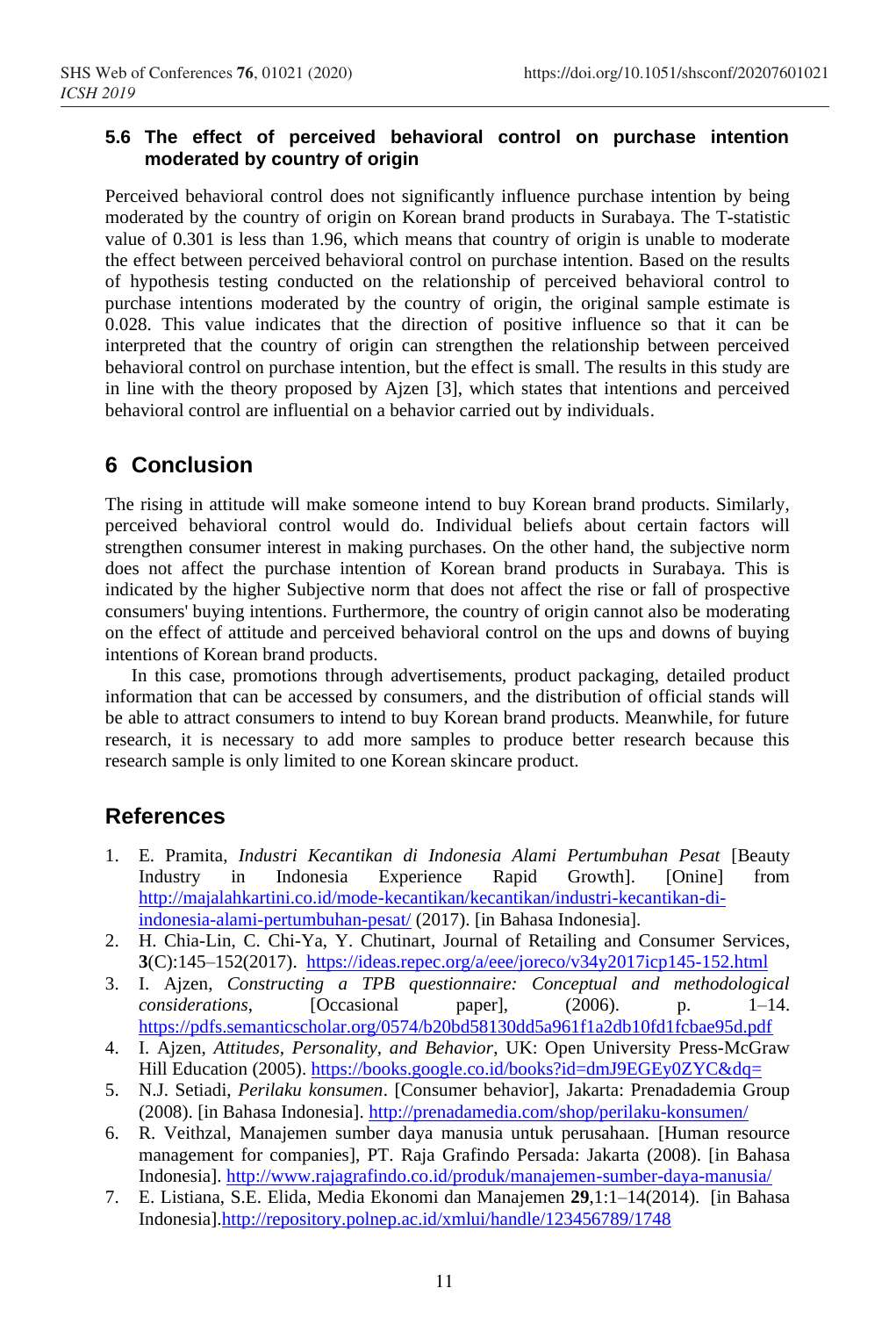### 5.6 The effect of perceived behavioral control on purchase intention moderated by country of origin

Perceived behavioral control does not significantly influence purchase intention by being moderated by the country of origin on Korean brand products in Surabaya. The T-statistic value of 0.301 is less than 1.96, which means that country of origin is unable to moderate the effect between perceived behavioral control on purchase intention. Based on the results of hypothesis testing conducted on the relationship of perceived behavioral control to purchase intentions moderated by the country of origin, the original sample estimate is 0.028. This value indicates that the direction of positive influence so that it can be interpreted that the country of origin can strengthen the relationship between perceived behavioral control on purchase intention, but the effect is small. The results in this study are in line with the theory proposed by Ajzen [3], which states that intentions and perceived behavioral control are influential on a behavior carried out by individuals.

## 6 Conclusion

The rising in attitude will make someone intend to buy Korean brand products. Similarly, perceived behavioral control would do. Individual beliefs about certain factors will strengthen consumer interest in making purchases. On the other hand, the subjective norm does not affect the purchase intention of Korean brand products in Surabaya. This is indicated by the higher Subjective norm that does not affect the rise or fall of prospective consumers' buying intentions. Furthermore, the country of origin cannot also be moderating on the effect of attitude and perceived behavioral control on the ups and downs of buying intentions of Korean brand products.

In this case, promotions through advertisements, product packaging, detailed product information that can be accessed by consumers, and the distribution of official stands will be able to attract consumers to intend to buy Korean brand products. Meanwhile, for future research, it is necessary to add more samples to produce better research because this research sample is only limited to one Korean skincare product.

## References

1. E. Pramita, *Industri Kecantikan di Indonesia Alami Pertumbuhan Pesat* [Beauty Industry in Indonesia Experience Rapid Growth]. [Onine] from http://majalahkartini.co.id/mode-kecantikan/kecantikan/industri-kecantikan-di-indonesia-alami-pertumbuhan-pesat/ (2017). [in Bahasa Indonesia].
2. H. Chia-Lin, C. Chi-Ya, Y. Chutinart, Journal of Retailing and Consumer Services, **3**(C):145–152(2017). https://ideas.repec.org/a/eee/joreco/v34y2017icp145-152.html
3. I. Ajzen, *Constructing a TPB questionnaire: Conceptual and methodological considerations*, [Occasional paper], (2006). p. 1–14. https://pdfs.semanticscholar.org/0574/b20bd58130dd5a961f1a2db10fd1fcbae95d.pdf
4. I. Ajzen, *Attitudes, Personality, and Behavior*, UK: Open University Press-McGraw Hill Education (2005). https://books.google.co.id/books?id=dmJ9EGEy0ZYC&dq=
5. N.J. Setiadi, *Perilaku konsumen*. [Consumer behavior], Jakarta: Prenadademia Group (2008). [in Bahasa Indonesia]. http://prenadamedia.com/shop/perilaku-konsumen/
6. R. Veithzal, Manajemen sumber daya manusia untuk perusahaan. [Human resource management for companies], PT. Raja Grafindo Persada: Jakarta (2008). [in Bahasa Indonesia]. http://www.rajagrafindo.co.id/produk/manajemen-sumber-daya-manusia/
7. E. Listiana, S.E. Elida, Media Ekonomi dan Manajemen **29**,1:1–14(2014). [in Bahasa Indonesia].http://repository.polnep.ac.id/xmlui/handle/123456789/1748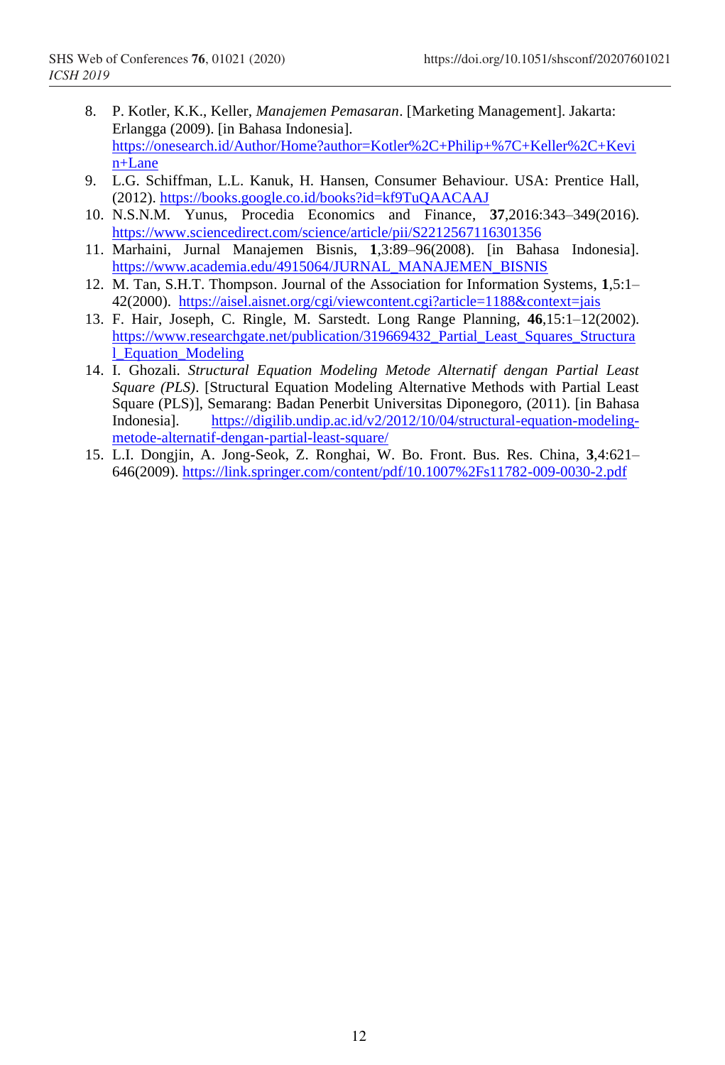8. P. Kotler, K.K., Keller, *Manajemen Pemasaran*. [Marketing Management]. Jakarta: Erlangga (2009). [in Bahasa Indonesia]. https://onesearch.id/Author/Home?author=Kotler%2C+Philip+%7C+Keller%2C+Kevin+Lane
9. L.G. Schiffman, L.L. Kanuk, H. Hansen, Consumer Behaviour. USA: Prentice Hall, (2012). https://books.google.co.id/books?id=kf9TuQAACAAJ
10. N.S.N.M. Yunus, Procedia Economics and Finance, **37**,2016:343–349(2016). https://www.sciencedirect.com/science/article/pii/S2212567116301356
11. Marhaini, Jurnal Manajemen Bisnis, **1**,3:89–96(2008). [in Bahasa Indonesia]. https://www.academia.edu/4915064/JURNAL_MANAJEMEN_BISNIS
12. M. Tan, S.H.T. Thompson. Journal of the Association for Information Systems, **1**,5:1–42(2000). https://aisel.aisnet.org/cgi/viewcontent.cgi?article=1188&context=jais
13. F. Hair, Joseph, C. Ringle, M. Sarstedt. Long Range Planning, **46**,15:1–12(2002). https://www.researchgate.net/publication/319669432_Partial_Least_Squares_Structural_Equation_Modeling
14. I. Ghozali. *Structural Equation Modeling Metode Alternatif dengan Partial Least Square (PLS)*. [Structural Equation Modeling Alternative Methods with Partial Least Square (PLS)], Semarang: Badan Penerbit Universitas Diponegoro, (2011). [in Bahasa Indonesia]. https://digilib.undip.ac.id/v2/2012/10/04/structural-equation-modeling-metode-alternatif-dengan-partial-least-square/
15. L.I. Dongjin, A. Jong-Seok, Z. Ronghai, W. Bo. Front. Bus. Res. China, **3**,4:621–646(2009). https://link.springer.com/content/pdf/10.1007%2Fs11782-009-0030-2.pdf